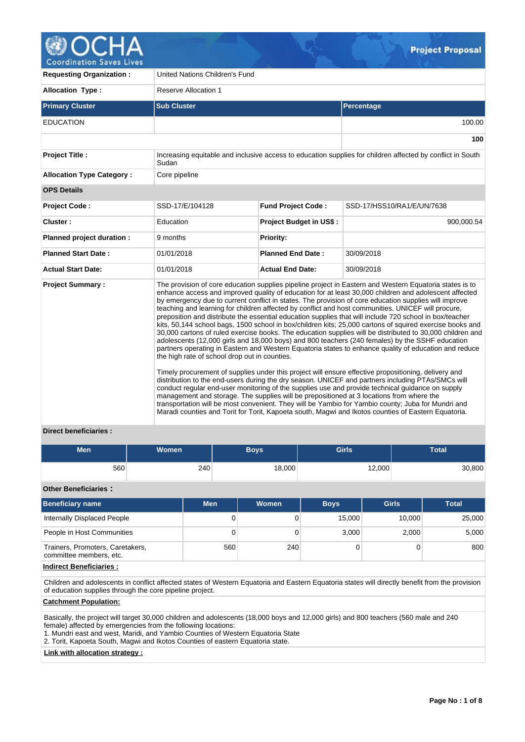# Project Proposal

| | | | |
|---|---|---|---|
| **Requesting Organization :** | United Nations Children's Fund | | |
| **Allocation Type :** | Reserve Allocation 1 | | |

| Primary Cluster | Sub Cluster | Percentage |
|---|---|---|
| EDUCATION | | 100.00 |
| | | **100** |

| | | | |
|---|---|---|---|
| **Project Title :** | Increasing equitable and inclusive access to education supplies for children affected by conflict in South Sudan | | |
| **Allocation Type Category :** | Core pipeline | | |
| **OPS Details** | | | |
| **Project Code :** | SSD-17/E/104128 | **Fund Project Code :** | SSD-17/HSS10/RA1/E/UN/7638 |
| **Cluster :** | Education | **Project Budget in US$ :** | 900,000.54 |
| **Planned project duration :** | 9 months | **Priority:** | |
| **Planned Start Date :** | 01/01/2018 | **Planned End Date :** | 30/09/2018 |
| **Actual Start Date:** | 01/01/2018 | **Actual End Date:** | 30/09/2018 |

**Project Summary :**

The provision of core education supplies pipeline project in Eastern and Western Equatoria states is to enhance access and improved quality of education for at least 30,000 children and adolescent affected by emergency due to current conflict in states. The provision of core education supplies will improve teaching and learning for children affected by conflict and host communities. UNICEF will procure, preposition and distribute the essential education supplies that will include 720 school in box/teacher kits, 50,144 school bags, 1500 school in box/children kits; 25,000 cartons of squired exercise books and 30,000 cartons of ruled exercise books. The education supplies will be distributed to 30,000 children and adolescents (12,000 girls and 18,000 boys) and 800 teachers (240 females) by the SSHF education partners operating in Eastern and Western Equatoria states to enhance quality of education and reduce the high rate of school drop out in counties.

Timely procurement of supplies under this project will ensure effective propositioning, delivery and distribution to the end-users during the dry season. UNICEF and partners including PTAs/SMCs will conduct regular end-user monitoring of the supplies use and provide technical guidance on supply management and storage. The supplies will be prepositioned at 3 locations from where the transportation will be most convenient. They will be Yambio for Yambio county; Juba for Mundri and Maradi counties and Torit for Torit, Kapoeta south, Magwi and Ikotos counties of Eastern Equatoria.

**Direct beneficiaries :**

| Men | Women | Boys | Girls | Total |
|---|---|---|---|---|
| 560 | 240 | 18,000 | 12,000 | 30,800 |

**Other Beneficiaries :**

| Beneficiary name | Men | Women | Boys | Girls | Total |
|---|---|---|---|---|---|
| Internally Displaced People | 0 | 0 | 15,000 | 10,000 | 25,000 |
| People in Host Communities | 0 | 0 | 3,000 | 2,000 | 5,000 |
| Trainers, Promoters, Caretakers, committee members, etc. | 560 | 240 | 0 | 0 | 800 |

**Indirect Beneficiaries :**

Children and adolescents in conflict affected states of Western Equatoria and Eastern Equatoria states will directly benefit from the provision of education supplies through the core pipeline project.

**Catchment Population:**

Basically, the project will target 30,000 children and adolescents (18,000 boys and 12,000 girls) and 800 teachers (560 male and 240 female) affected by emergencies from the following locations:
1. Mundri east and west, Maridi, and Yambio Counties of Western Equatoria State
2. Torit, Kapoeta South, Magwi and Ikotos Counties of eastern Equatoria state.

**Link with allocation strategy :**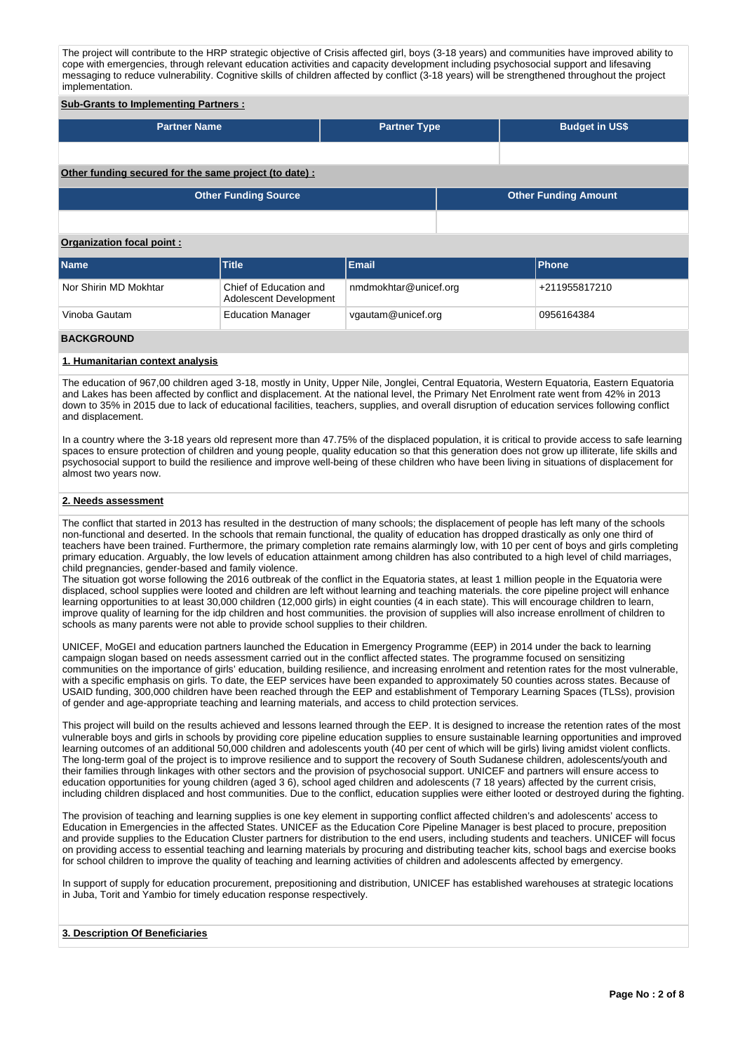The project will contribute to the HRP strategic objective of Crisis affected girl, boys (3-18 years) and communities have improved ability to cope with emergencies, through relevant education activities and capacity development including psychosocial support and lifesaving messaging to reduce vulnerability. Cognitive skills of children affected by conflict (3-18 years) will be strengthened throughout the project implementation.

**Sub-Grants to Implementing Partners :**

| Partner Name | Partner Type | Budget in US$ |
|---|---|---|
| | | |

**Other funding secured for the same project (to date) :**

| Other Funding Source | Other Funding Amount |
|---|---|
| | |

**Organization focal point :**

| Name | Title | Email | Phone |
|---|---|---|---|
| Nor Shirin MD Mokhtar | Chief of Education and Adolescent Development | nmdmokhtar@unicef.org | +211955817210 |
| Vinoba Gautam | Education Manager | vgautam@unicef.org | 0956164384 |

## BACKGROUND

### 1. Humanitarian context analysis

The education of 967,00 children aged 3-18, mostly in Unity, Upper Nile, Jonglei, Central Equatoria, Western Equatoria, Eastern Equatoria and Lakes has been affected by conflict and displacement. At the national level, the Primary Net Enrolment rate went from 42% in 2013 down to 35% in 2015 due to lack of educational facilities, teachers, supplies, and overall disruption of education services following conflict and displacement.

In a country where the 3-18 years old represent more than 47.75% of the displaced population, it is critical to provide access to safe learning spaces to ensure protection of children and young people, quality education so that this generation does not grow up illiterate, life skills and psychosocial support to build the resilience and improve well-being of these children who have been living in situations of displacement for almost two years now.

### 2. Needs assessment

The conflict that started in 2013 has resulted in the destruction of many schools; the displacement of people has left many of the schools non-functional and deserted. In the schools that remain functional, the quality of education has dropped drastically as only one third of teachers have been trained. Furthermore, the primary completion rate remains alarmingly low, with 10 per cent of boys and girls completing primary education. Arguably, the low levels of education attainment among children has also contributed to a high level of child marriages, child pregnancies, gender-based and family violence.
The situation got worse following the 2016 outbreak of the conflict in the Equatoria states, at least 1 million people in the Equatoria were displaced, school supplies were looted and children are left without learning and teaching materials. the core pipeline project will enhance learning opportunities to at least 30,000 children (12,000 girls) in eight counties (4 in each state). This will encourage children to learn, improve quality of learning for the idp children and host communities. the provision of supplies will also increase enrollment of children to schools as many parents were not able to provide school supplies to their children.

UNICEF, MoGEI and education partners launched the Education in Emergency Programme (EEP) in 2014 under the back to learning campaign slogan based on needs assessment carried out in the conflict affected states. The programme focused on sensitizing communities on the importance of girls' education, building resilience, and increasing enrolment and retention rates for the most vulnerable, with a specific emphasis on girls. To date, the EEP services have been expanded to approximately 50 counties across states. Because of USAID funding, 300,000 children have been reached through the EEP and establishment of Temporary Learning Spaces (TLSs), provision of gender and age-appropriate teaching and learning materials, and access to child protection services.

This project will build on the results achieved and lessons learned through the EEP. It is designed to increase the retention rates of the most vulnerable boys and girls in schools by providing core pipeline education supplies to ensure sustainable learning opportunities and improved learning outcomes of an additional 50,000 children and adolescents youth (40 per cent of which will be girls) living amidst violent conflicts. The long-term goal of the project is to improve resilience and to support the recovery of South Sudanese children, adolescents/youth and their families through linkages with other sectors and the provision of psychosocial support. UNICEF and partners will ensure access to education opportunities for young children (aged 3 6), school aged children and adolescents (7 18 years) affected by the current crisis, including children displaced and host communities. Due to the conflict, education supplies were either looted or destroyed during the fighting.

The provision of teaching and learning supplies is one key element in supporting conflict affected children's and adolescents' access to Education in Emergencies in the affected States. UNICEF as the Education Core Pipeline Manager is best placed to procure, preposition and provide supplies to the Education Cluster partners for distribution to the end users, including students and teachers. UNICEF will focus on providing access to essential teaching and learning materials by procuring and distributing teacher kits, school bags and exercise books for school children to improve the quality of teaching and learning activities of children and adolescents affected by emergency.

In support of supply for education procurement, prepositioning and distribution, UNICEF has established warehouses at strategic locations in Juba, Torit and Yambio for timely education response respectively.

### 3. Description Of Beneficiaries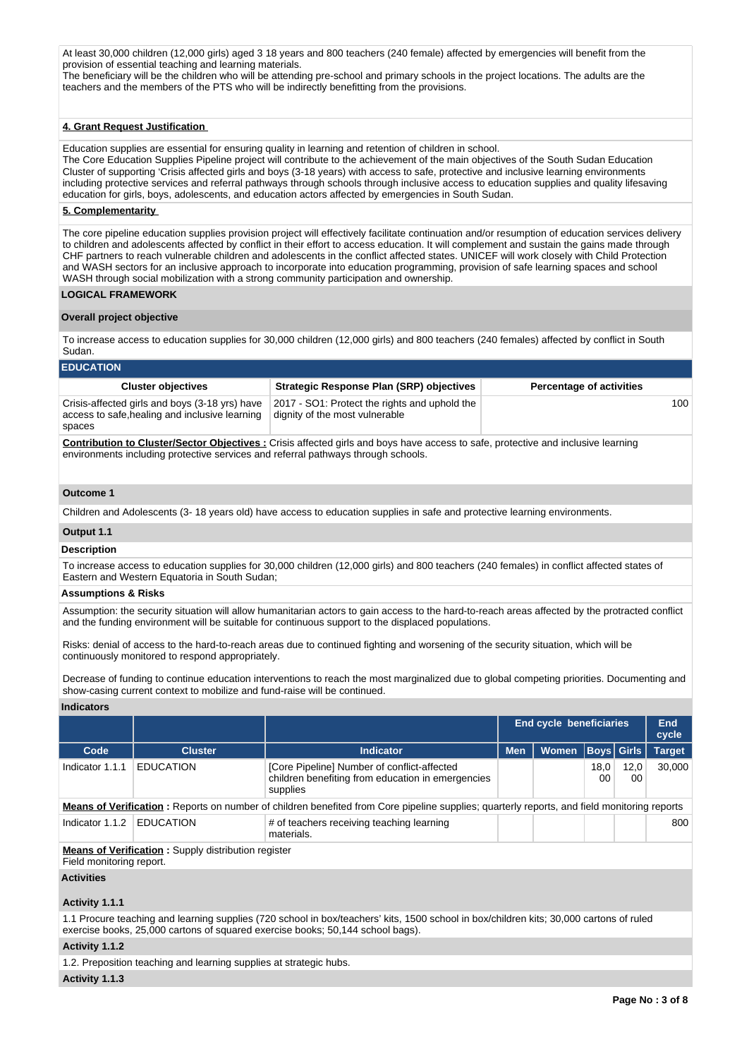At least 30,000 children (12,000 girls) aged 3 18 years and 800 teachers (240 female) affected by emergencies will benefit from the provision of essential teaching and learning materials.
The beneficiary will be the children who will be attending pre-school and primary schools in the project locations. The adults are the teachers and the members of the PTS who will be indirectly benefitting from the provisions.

**4. Grant Request Justification**

Education supplies are essential for ensuring quality in learning and retention of children in school.
The Core Education Supplies Pipeline project will contribute to the achievement of the main objectives of the South Sudan Education Cluster of supporting 'Crisis affected girls and boys (3-18 years) with access to safe, protective and inclusive learning environments including protective services and referral pathways through schools through inclusive access to education supplies and quality lifesaving education for girls, boys, adolescents, and education actors affected by emergencies in South Sudan.

**5. Complementarity**

The core pipeline education supplies provision project will effectively facilitate continuation and/or resumption of education services delivery to children and adolescents affected by conflict in their effort to access education. It will complement and sustain the gains made through CHF partners to reach vulnerable children and adolescents in the conflict affected states. UNICEF will work closely with Child Protection and WASH sectors for an inclusive approach to incorporate into education programming, provision of safe learning spaces and school WASH through social mobilization with a strong community participation and ownership.

**LOGICAL FRAMEWORK**

**Overall project objective**

To increase access to education supplies for 30,000 children (12,000 girls) and 800 teachers (240 females) affected by conflict in South Sudan.

**EDUCATION**

| Cluster objectives | Strategic Response Plan (SRP) objectives | Percentage of activities |
|---|---|---|
| Crisis-affected girls and boys (3-18 yrs) have access to safe,healing and inclusive learning spaces | 2017 - SO1: Protect the rights and uphold the dignity of the most vulnerable | 100 |

**Contribution to Cluster/Sector Objectives :** Crisis affected girls and boys have access to safe, protective and inclusive learning environments including protective services and referral pathways through schools.

**Outcome 1**

Children and Adolescents (3- 18 years old) have access to education supplies in safe and protective learning environments.

**Output 1.1**

**Description**

To increase access to education supplies for 30,000 children (12,000 girls) and 800 teachers (240 females) in conflict affected states of Eastern and Western Equatoria in South Sudan;

**Assumptions & Risks**

Assumption: the security situation will allow humanitarian actors to gain access to the hard-to-reach areas affected by the protracted conflict and the funding environment will be suitable for continuous support to the displaced populations.

Risks: denial of access to the hard-to-reach areas due to continued fighting and worsening of the security situation, which will be continuously monitored to respond appropriately.

Decrease of funding to continue education interventions to reach the most marginalized due to global competing priorities. Documenting and show-casing current context to mobilize and fund-raise will be continued.

**Indicators**

| | | | End cycle beneficiaries | | | | End cycle |
|---|---|---|---|---|---|---|---|
| Code | Cluster | Indicator | Men | Women | Boys | Girls | Target |
| Indicator 1.1.1 | EDUCATION | [Core Pipeline] Number of conflict-affected children benefiting from education in emergencies supplies | | | 18,000 | 12,000 | 30,000 |

**Means of Verification :** Reports on number of children benefited from Core pipeline supplies; quarterly reports, and field monitoring reports

| Code | Cluster | Indicator | Men | Women | Boys | Girls | Target |
|---|---|---|---|---|---|---|---|
| Indicator 1.1.2 | EDUCATION | # of teachers receiving teaching learning materials. | | | | | 800 |

**Means of Verification :** Supply distribution register
Field monitoring report.

**Activities**

**Activity 1.1.1**

1.1 Procure teaching and learning supplies (720 school in box/teachers' kits, 1500 school in box/children kits; 30,000 cartons of ruled exercise books, 25,000 cartons of squared exercise books; 50,144 school bags).

**Activity 1.1.2**

1.2. Preposition teaching and learning supplies at strategic hubs.

**Activity 1.1.3**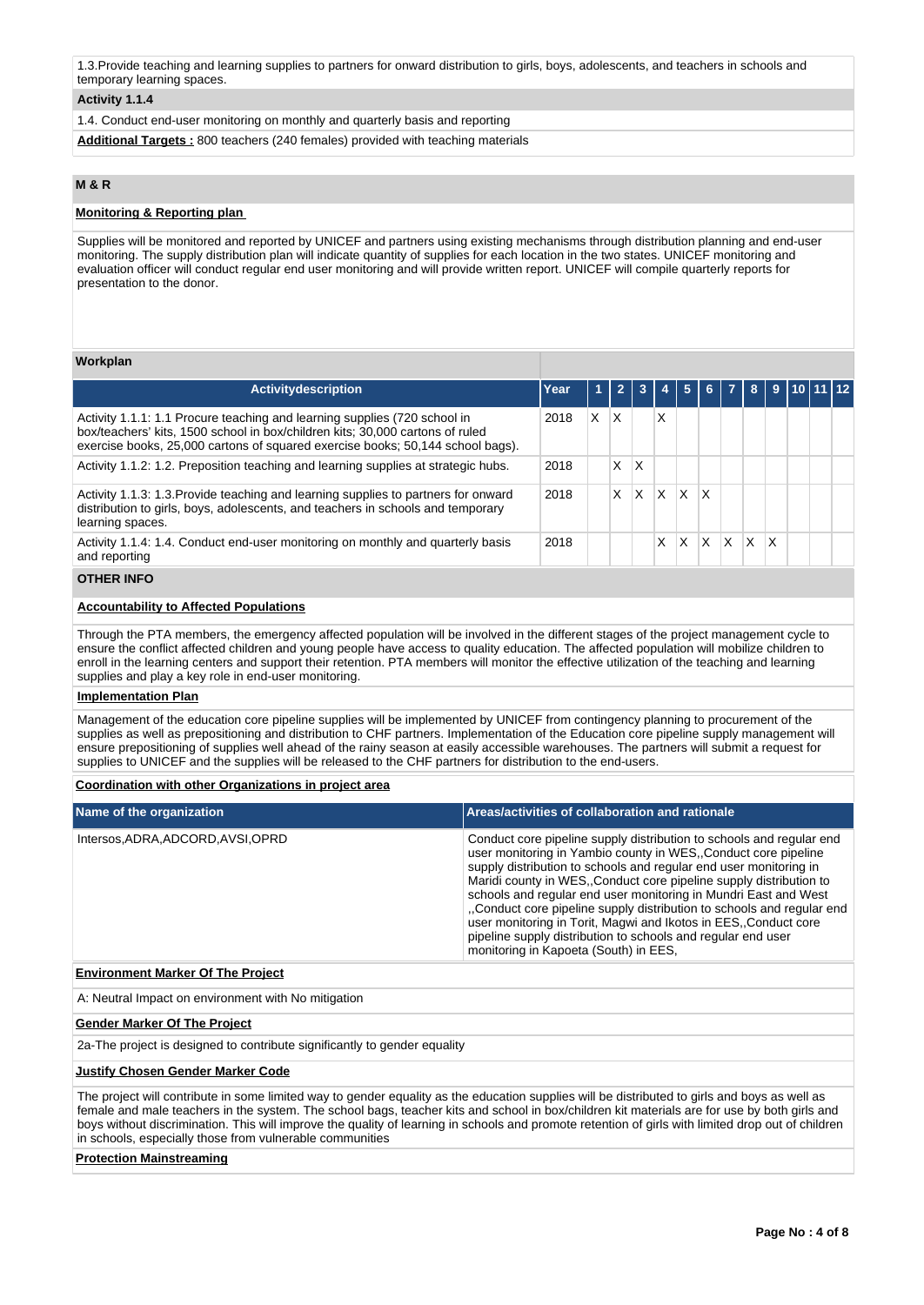1.3.Provide teaching and learning supplies to partners for onward distribution to girls, boys, adolescents, and teachers in schools and temporary learning spaces.

**Activity 1.1.4**

1.4. Conduct end-user monitoring on monthly and quarterly basis and reporting

**Additional Targets :** 800 teachers (240 females) provided with teaching materials

## M & R

**Monitoring & Reporting plan**

Supplies will be monitored and reported by UNICEF and partners using existing mechanisms through distribution planning and end-user monitoring. The supply distribution plan will indicate quantity of supplies for each location in the two states. UNICEF monitoring and evaluation officer will conduct regular end user monitoring and will provide written report. UNICEF will compile quarterly reports for presentation to the donor.

**Workplan**

| Activitydescription | Year | 1 | 2 | 3 | 4 | 5 | 6 | 7 | 8 | 9 | 10 | 11 | 12 |
|---|---|---|---|---|---|---|---|---|---|---|---|---|---|
| Activity 1.1.1: 1.1 Procure teaching and learning supplies (720 school in box/teachers' kits, 1500 school in box/children kits; 30,000 cartons of ruled exercise books, 25,000 cartons of squared exercise books; 50,144 school bags). | 2018 | X | X |  | X |  |  |  |  |  |  |  |  |
| Activity 1.1.2: 1.2. Preposition teaching and learning supplies at strategic hubs. | 2018 |  | X | X |  |  |  |  |  |  |  |  |  |
| Activity 1.1.3: 1.3.Provide teaching and learning supplies to partners for onward distribution to girls, boys, adolescents, and teachers in schools and temporary learning spaces. | 2018 |  | X | X | X | X | X |  |  |  |  |  |  |
| Activity 1.1.4: 1.4. Conduct end-user monitoring on monthly and quarterly basis and reporting | 2018 |  |  |  | X | X | X | X | X | X |  |  |  |

## OTHER INFO

**Accountability to Affected Populations**

Through the PTA members, the emergency affected population will be involved in the different stages of the project management cycle to ensure the conflict affected children and young people have access to quality education. The affected population will mobilize children to enroll in the learning centers and support their retention. PTA members will monitor the effective utilization of the teaching and learning supplies and play a key role in end-user monitoring.

**Implementation Plan**

Management of the education core pipeline supplies will be implemented by UNICEF from contingency planning to procurement of the supplies as well as prepositioning and distribution to CHF partners. Implementation of the Education core pipeline supply management will ensure prepositioning of supplies well ahead of the rainy season at easily accessible warehouses. The partners will submit a request for supplies to UNICEF and the supplies will be released to the CHF partners for distribution to the end-users.

**Coordination with other Organizations in project area**

| Name of the organization | Areas/activities of collaboration and rationale |
|---|---|
| Intersos,ADRA,ADCORD,AVSI,OPRD | Conduct core pipeline supply distribution to schools and regular end user monitoring in Yambio county in WES,,Conduct core pipeline supply distribution to schools and regular end user monitoring in Maridi county in WES,,Conduct core pipeline supply distribution to schools and regular end user monitoring in Mundri East and West ,,Conduct core pipeline supply distribution to schools and regular end user monitoring in Torit, Magwi and Ikotos in EES,,Conduct core pipeline supply distribution to schools and regular end user monitoring in Kapoeta (South) in EES, |

**Environment Marker Of The Project**

A: Neutral Impact on environment with No mitigation

**Gender Marker Of The Project**

2a-The project is designed to contribute significantly to gender equality

**Justify Chosen Gender Marker Code**

The project will contribute in some limited way to gender equality as the education supplies will be distributed to girls and boys as well as female and male teachers in the system. The school bags, teacher kits and school in box/children kit materials are for use by both girls and boys without discrimination. This will improve the quality of learning in schools and promote retention of girls with limited drop out of children in schools, especially those from vulnerable communities

**Protection Mainstreaming**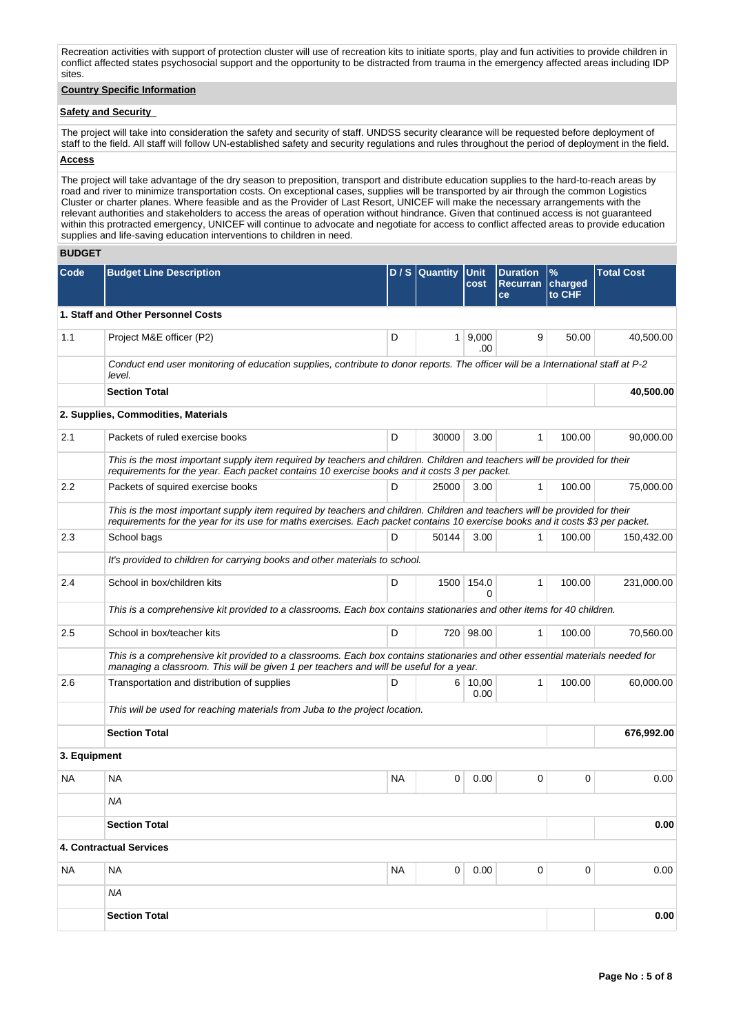Recreation activities with support of protection cluster will use of recreation kits to initiate sports, play and fun activities to provide children in conflict affected states psychosocial support and the opportunity to be distracted from trauma in the emergency affected areas including IDP sites.

**Country Specific Information**

**Safety and Security**

The project will take into consideration the safety and security of staff. UNDSS security clearance will be requested before deployment of staff to the field. All staff will follow UN-established safety and security regulations and rules throughout the period of deployment in the field.

**Access**

The project will take advantage of the dry season to preposition, transport and distribute education supplies to the hard-to-reach areas by road and river to minimize transportation costs. On exceptional cases, supplies will be transported by air through the common Logistics Cluster or charter planes. Where feasible and as the Provider of Last Resort, UNICEF will make the necessary arrangements with the relevant authorities and stakeholders to access the areas of operation without hindrance. Given that continued access is not guaranteed within this protracted emergency, UNICEF will continue to advocate and negotiate for access to conflict affected areas to provide education supplies and life-saving education interventions to children in need.

**BUDGET**

| Code | Budget Line Description | D / S | Quantity | Unit cost | Duration Recurrance | % charged to CHF | Total Cost |
|---|---|---|---|---|---|---|---|
| **1. Staff and Other Personnel Costs** | | | | | | | |
| 1.1 | Project M&E officer (P2) | D | 1 | 9,000.00 | 9 | 50.00 | 40,500.00 |
| | *Conduct end user monitoring of education supplies, contribute to donor reports. The officer will be a International staff at P-2 level.* | | | | | | |
| | **Section Total** | | | | | | **40,500.00** |
| **2. Supplies, Commodities, Materials** | | | | | | | |
| 2.1 | Packets of ruled exercise books | D | 30000 | 3.00 | 1 | 100.00 | 90,000.00 |
| | *This is the most important supply item required by teachers and children. Children and teachers will be provided for their requirements for the year. Each packet contains 10 exercise books and it costs 3 per packet.* | | | | | | |
| 2.2 | Packets of squired exercise books | D | 25000 | 3.00 | 1 | 100.00 | 75,000.00 |
| | *This is the most important supply item required by teachers and children. Children and teachers will be provided for their requirements for the year for its use for maths exercises. Each packet contains 10 exercise books and it costs $3 per packet.* | | | | | | |
| 2.3 | School bags | D | 50144 | 3.00 | 1 | 100.00 | 150,432.00 |
| | *It's provided to children for carrying books and other materials to school.* | | | | | | |
| 2.4 | School in box/children kits | D | 1500 | 154.00 | 1 | 100.00 | 231,000.00 |
| | *This is a comprehensive kit provided to a classrooms. Each box contains stationaries and other items for 40 children.* | | | | | | |
| 2.5 | School in box/teacher kits | D | 720 | 98.00 | 1 | 100.00 | 70,560.00 |
| | *This is a comprehensive kit provided to a classrooms. Each box contains stationaries and other essential materials needed for managing a classroom. This will be given 1 per teachers and will be useful for a year.* | | | | | | |
| 2.6 | Transportation and distribution of supplies | D | 6 | 10,000.00 | 1 | 100.00 | 60,000.00 |
| | *This will be used for reaching materials from Juba to the project location.* | | | | | | |
| | **Section Total** | | | | | | **676,992.00** |
| **3. Equipment** | | | | | | | |
| NA | NA | NA | 0 | 0.00 | 0 | 0 | 0.00 |
| | *NA* | | | | | | |
| | **Section Total** | | | | | | **0.00** |
| **4. Contractual Services** | | | | | | | |
| NA | NA | NA | 0 | 0.00 | 0 | 0 | 0.00 |
| | *NA* | | | | | | |
| | **Section Total** | | | | | | **0.00** |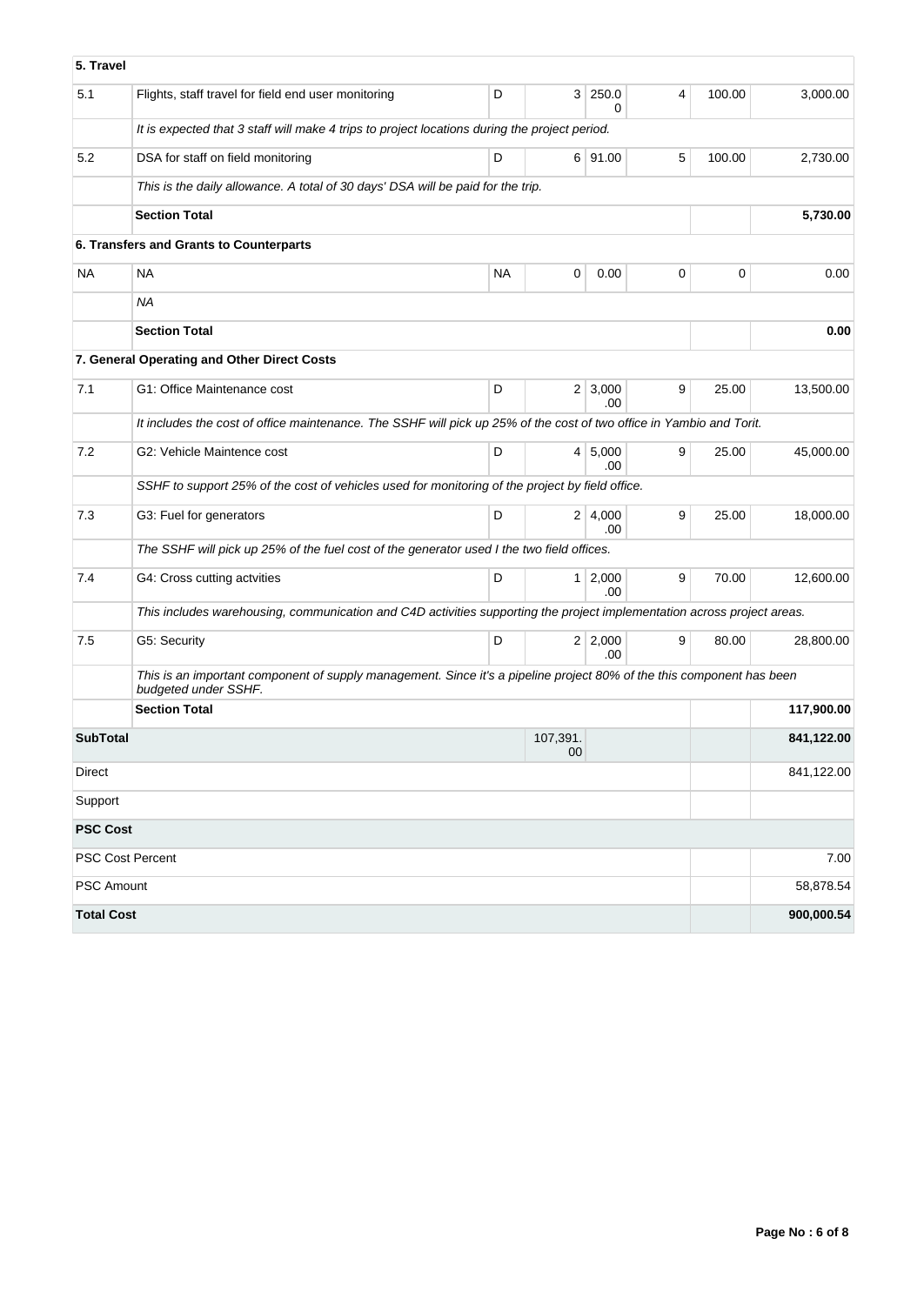| 5. Travel | | | | | | | |
|---|---|---|---|---|---|---|---|
| 5.1 | Flights, staff travel for field end user monitoring | D | 3 | 250.00 | 4 | 100.00 | 3,000.00 |
| | *It is expected that 3 staff will make 4 trips to project locations during the project period.* | | | | | | |
| 5.2 | DSA for staff on field monitoring | D | 6 | 91.00 | 5 | 100.00 | 2,730.00 |
| | *This is the daily allowance. A total of 30 days' DSA will be paid for the trip.* | | | | | | |
| | **Section Total** | | | | | | **5,730.00** |
| **6. Transfers and Grants to Counterparts** | | | | | | | |
| NA | NA | NA | 0 | 0.00 | 0 | 0 | 0.00 |
| | *NA* | | | | | | |
| | **Section Total** | | | | | | **0.00** |
| **7. General Operating and Other Direct Costs** | | | | | | | |
| 7.1 | G1: Office Maintenance cost | D | 2 | 3,000.00 | 9 | 25.00 | 13,500.00 |
| | *It includes the cost of office maintenance. The SSHF will pick up 25% of the cost of two office in Yambio and Torit.* | | | | | | |
| 7.2 | G2: Vehicle Maintence cost | D | 4 | 5,000.00 | 9 | 25.00 | 45,000.00 |
| | *SSHF to support 25% of the cost of vehicles used for monitoring of the project by field office.* | | | | | | |
| 7.3 | G3: Fuel for generators | D | 2 | 4,000.00 | 9 | 25.00 | 18,000.00 |
| | *The SSHF will pick up 25% of the fuel cost of the generator used I the two field offices.* | | | | | | |
| 7.4 | G4: Cross cutting actvities | D | 1 | 2,000.00 | 9 | 70.00 | 12,600.00 |
| | *This includes warehousing, communication and C4D activities supporting the project implementation across project areas.* | | | | | | |
| 7.5 | G5: Security | D | 2 | 2,000.00 | 9 | 80.00 | 28,800.00 |
| | *This is an important component of supply management. Since it's a pipeline project 80% of the this component has been budgeted under SSHF.* | | | | | | |
| | **Section Total** | | | | | | **117,900.00** |
| **SubTotal** | | | 107,391.00 | | | | **841,122.00** |
| Direct | | | | | | | 841,122.00 |
| Support | | | | | | | |
| **PSC Cost** | | | | | | | |
| PSC Cost Percent | | | | | | | 7.00 |
| PSC Amount | | | | | | | 58,878.54 |
| **Total Cost** | | | | | | | **900,000.54** |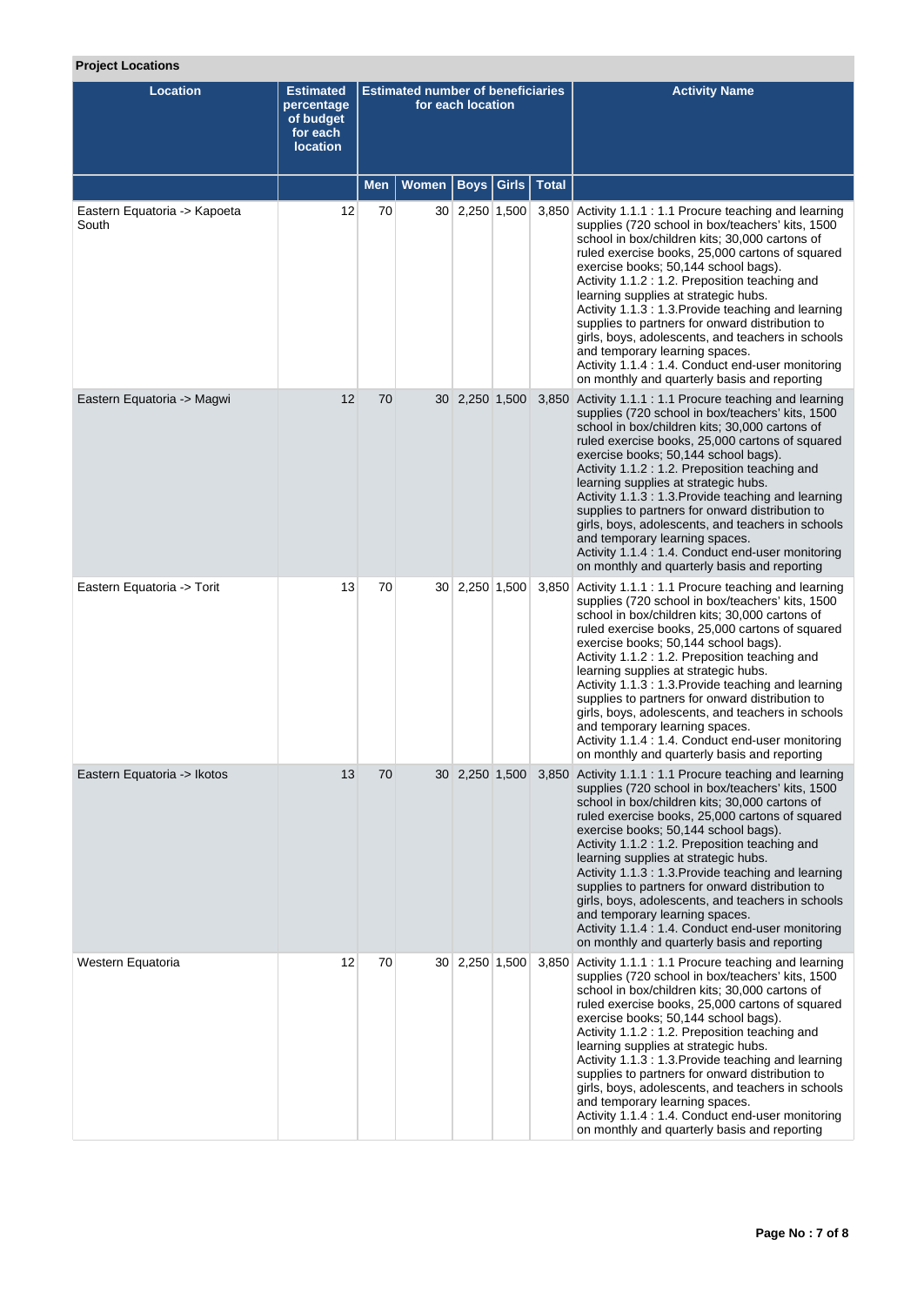**Project Locations**

| Location | Estimated percentage of budget for each location | Estimated number of beneficiaries for each location | | | | | Activity Name |
|---|---|---|---|---|---|---|---|
| | | Men | Women | Boys | Girls | Total | |
| Eastern Equatoria -> Kapoeta South | 12 | 70 | 30 | 2,250 | 1,500 | 3,850 | Activity 1.1.1 : 1.1 Procure teaching and learning supplies (720 school in box/teachers' kits, 1500 school in box/children kits; 30,000 cartons of ruled exercise books, 25,000 cartons of squared exercise books; 50,144 school bags).<br>Activity 1.1.2 : 1.2. Preposition teaching and learning supplies at strategic hubs.<br>Activity 1.1.3 : 1.3.Provide teaching and learning supplies to partners for onward distribution to girls, boys, adolescents, and teachers in schools and temporary learning spaces.<br>Activity 1.1.4 : 1.4. Conduct end-user monitoring on monthly and quarterly basis and reporting |
| Eastern Equatoria -> Magwi | 12 | 70 | 30 | 2,250 | 1,500 | 3,850 | Activity 1.1.1 : 1.1 Procure teaching and learning supplies (720 school in box/teachers' kits, 1500 school in box/children kits; 30,000 cartons of ruled exercise books, 25,000 cartons of squared exercise books; 50,144 school bags).<br>Activity 1.1.2 : 1.2. Preposition teaching and learning supplies at strategic hubs.<br>Activity 1.1.3 : 1.3.Provide teaching and learning supplies to partners for onward distribution to girls, boys, adolescents, and teachers in schools and temporary learning spaces.<br>Activity 1.1.4 : 1.4. Conduct end-user monitoring on monthly and quarterly basis and reporting |
| Eastern Equatoria -> Torit | 13 | 70 | 30 | 2,250 | 1,500 | 3,850 | Activity 1.1.1 : 1.1 Procure teaching and learning supplies (720 school in box/teachers' kits, 1500 school in box/children kits; 30,000 cartons of ruled exercise books, 25,000 cartons of squared exercise books; 50,144 school bags).<br>Activity 1.1.2 : 1.2. Preposition teaching and learning supplies at strategic hubs.<br>Activity 1.1.3 : 1.3.Provide teaching and learning supplies to partners for onward distribution to girls, boys, adolescents, and teachers in schools and temporary learning spaces.<br>Activity 1.1.4 : 1.4. Conduct end-user monitoring on monthly and quarterly basis and reporting |
| Eastern Equatoria -> Ikotos | 13 | 70 | 30 | 2,250 | 1,500 | 3,850 | Activity 1.1.1 : 1.1 Procure teaching and learning supplies (720 school in box/teachers' kits, 1500 school in box/children kits; 30,000 cartons of ruled exercise books, 25,000 cartons of squared exercise books; 50,144 school bags).<br>Activity 1.1.2 : 1.2. Preposition teaching and learning supplies at strategic hubs.<br>Activity 1.1.3 : 1.3.Provide teaching and learning supplies to partners for onward distribution to girls, boys, adolescents, and teachers in schools and temporary learning spaces.<br>Activity 1.1.4 : 1.4. Conduct end-user monitoring on monthly and quarterly basis and reporting |
| Western Equatoria | 12 | 70 | 30 | 2,250 | 1,500 | 3,850 | Activity 1.1.1 : 1.1 Procure teaching and learning supplies (720 school in box/teachers' kits, 1500 school in box/children kits; 30,000 cartons of ruled exercise books, 25,000 cartons of squared exercise books; 50,144 school bags).<br>Activity 1.1.2 : 1.2. Preposition teaching and learning supplies at strategic hubs.<br>Activity 1.1.3 : 1.3.Provide teaching and learning supplies to partners for onward distribution to girls, boys, adolescents, and teachers in schools and temporary learning spaces.<br>Activity 1.1.4 : 1.4. Conduct end-user monitoring on monthly and quarterly basis and reporting |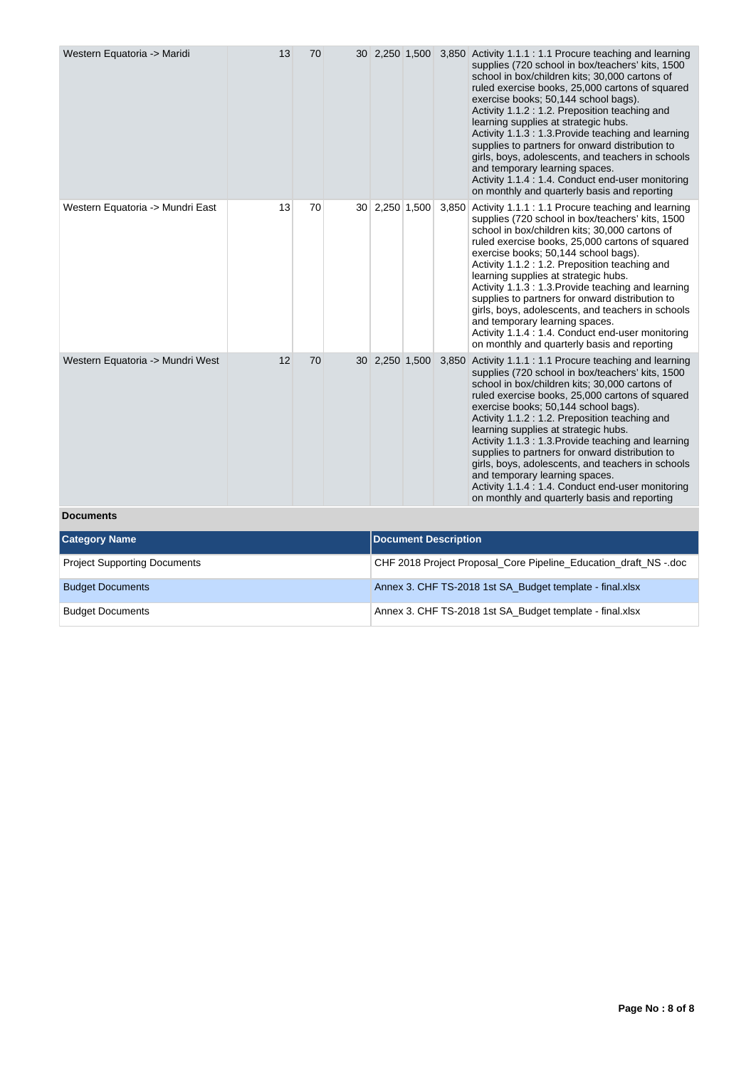| | | | | | | | |
|---|---|---|---|---|---|---|---|
| Western Equatoria -> Maridi | 13 | 70 | 30 | 2,250 | 1,500 | 3,850 | Activity 1.1.1 : 1.1 Procure teaching and learning supplies (720 school in box/teachers' kits, 1500 school in box/children kits; 30,000 cartons of ruled exercise books, 25,000 cartons of squared exercise books; 50,144 school bags).<br>Activity 1.1.2 : 1.2. Preposition teaching and learning supplies at strategic hubs.<br>Activity 1.1.3 : 1.3.Provide teaching and learning supplies to partners for onward distribution to girls, boys, adolescents, and teachers in schools and temporary learning spaces.<br>Activity 1.1.4 : 1.4. Conduct end-user monitoring on monthly and quarterly basis and reporting |
| Western Equatoria -> Mundri East | 13 | 70 | 30 | 2,250 | 1,500 | 3,850 | Activity 1.1.1 : 1.1 Procure teaching and learning supplies (720 school in box/teachers' kits, 1500 school in box/children kits; 30,000 cartons of ruled exercise books, 25,000 cartons of squared exercise books; 50,144 school bags).<br>Activity 1.1.2 : 1.2. Preposition teaching and learning supplies at strategic hubs.<br>Activity 1.1.3 : 1.3.Provide teaching and learning supplies to partners for onward distribution to girls, boys, adolescents, and teachers in schools and temporary learning spaces.<br>Activity 1.1.4 : 1.4. Conduct end-user monitoring on monthly and quarterly basis and reporting |
| Western Equatoria -> Mundri West | 12 | 70 | 30 | 2,250 | 1,500 | 3,850 | Activity 1.1.1 : 1.1 Procure teaching and learning supplies (720 school in box/teachers' kits, 1500 school in box/children kits; 30,000 cartons of ruled exercise books, 25,000 cartons of squared exercise books; 50,144 school bags).<br>Activity 1.1.2 : 1.2. Preposition teaching and learning supplies at strategic hubs.<br>Activity 1.1.3 : 1.3.Provide teaching and learning supplies to partners for onward distribution to girls, boys, adolescents, and teachers in schools and temporary learning spaces.<br>Activity 1.1.4 : 1.4. Conduct end-user monitoring on monthly and quarterly basis and reporting |

**Documents**

| Category Name | Document Description |
|---|---|
| Project Supporting Documents | CHF 2018 Project Proposal_Core Pipeline_Education_draft_NS -.doc |
| Budget Documents | Annex 3. CHF TS-2018 1st SA_Budget template - final.xlsx |
| Budget Documents | Annex 3. CHF TS-2018 1st SA_Budget template - final.xlsx |